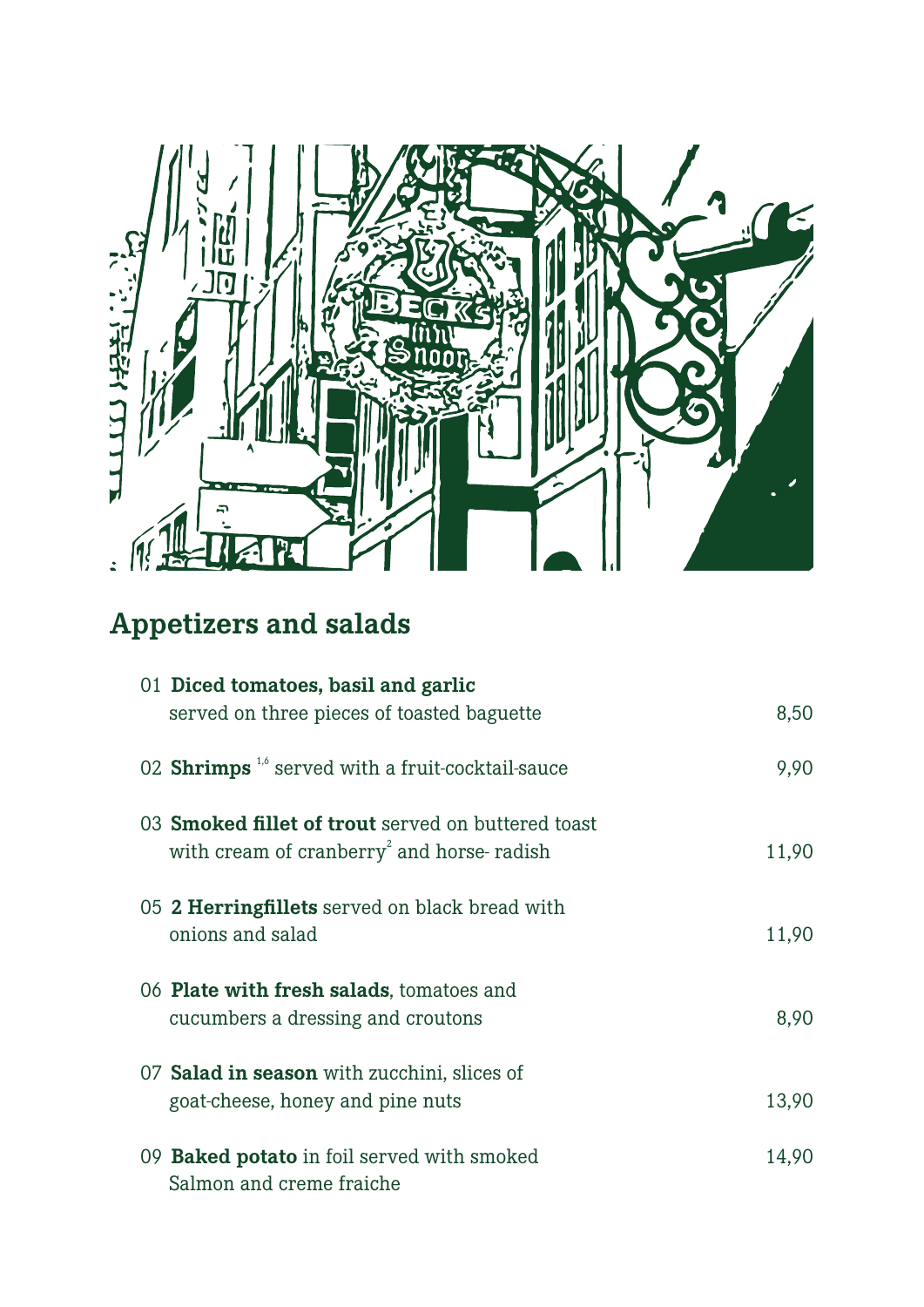## Appetizers and salads

01 **Diced tomatoes, basil and garlic**
served on three pieces of toasted baguette — 8,50

02 **Shrimps** [1,6] served with a fruit-cocktail-sauce — 9,90

03 **Smoked fillet of trout** served on buttered toast
with cream of cranberry[2] and horse- radish — 11,90

05 **2 Herringfillets** served on black bread with
onions and salad — 11,90

06 **Plate with fresh salads**, tomatoes and
cucumbers a dressing and croutons — 8,90

07 **Salad in season** with zucchini, slices of
goat-cheese, honey and pine nuts — 13,90

09 **Baked potato** in foil served with smoked
Salmon and creme fraiche — 14,90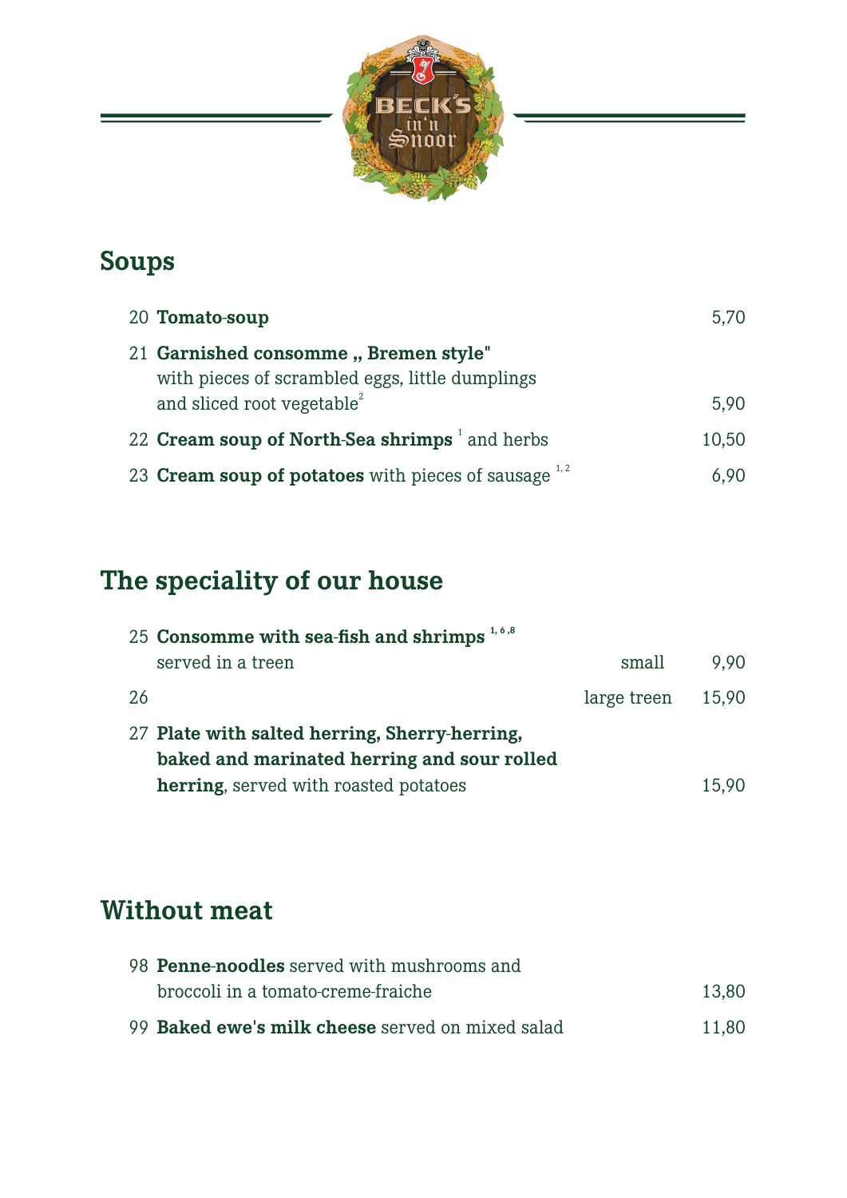## Soups

20 **Tomato-soup** 5,70

21 **Garnished consomme „ Bremen style"**
with pieces of scrambled eggs, little dumplings
and sliced root vegetable[2] 5,90

22 **Cream soup of North-Sea shrimps** [1] and herbs 10,50

23 **Cream soup of potatoes** with pieces of sausage [1, 2] 6,90

## The speciality of our house

25 **Consomme with sea-fish and shrimps** [1, 6 ,8]
served in a treen small 9,90

26 large treen 15,90

27 **Plate with salted herring, Sherry-herring, baked and marinated herring and sour rolled herring**, served with roasted potatoes 15,90

## Without meat

98 **Penne-noodles** served with mushrooms and
broccoli in a tomato-creme-fraiche 13,80

99 **Baked ewe's milk cheese** served on mixed salad 11,80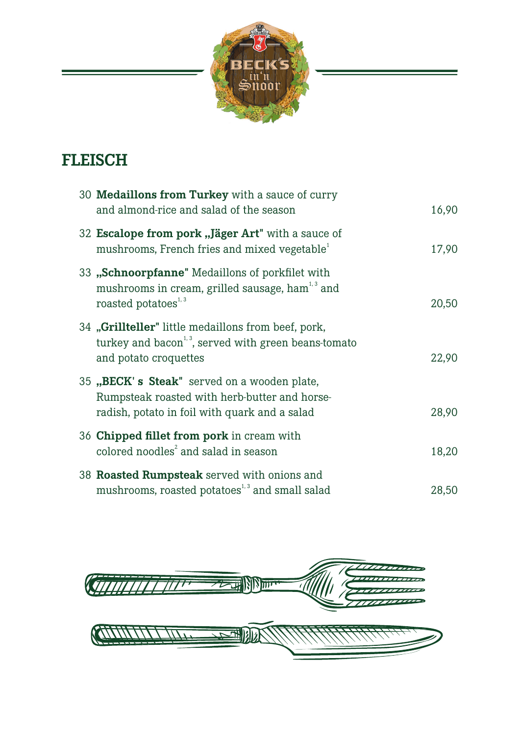# FLEISCH

| | | |
|---|---|---|
| 30 | **Medaillons from Turkey** with a sauce of curry and almond-rice and salad of the season | 16,90 |
| 32 | **Escalope from pork „Jäger Art"** with a sauce of mushrooms, French fries and mixed vegetable[1] | 17,90 |
| 33 | **„Schnoorpfanne"** Medaillons of porkfilet with mushrooms in cream, grilled sausage, ham[1, 3] and roasted potatoes[1, 3] | 20,50 |
| 34 | **„Grillteller"** little medaillons from beef, pork, turkey and bacon[1, 3], served with green beans-tomato and potato croquettes | 22,90 |
| 35 | **„BECK' s Steak"** served on a wooden plate, Rumpsteak roasted with herb-butter and horse-radish, potato in foil with quark and a salad | 28,90 |
| 36 | **Chipped fillet from pork** in cream with colored noodles[2] and salad in season | 18,20 |
| 38 | **Roasted Rumpsteak** served with onions and mushrooms, roasted potatoes[1, 3] and small salad | 28,50 |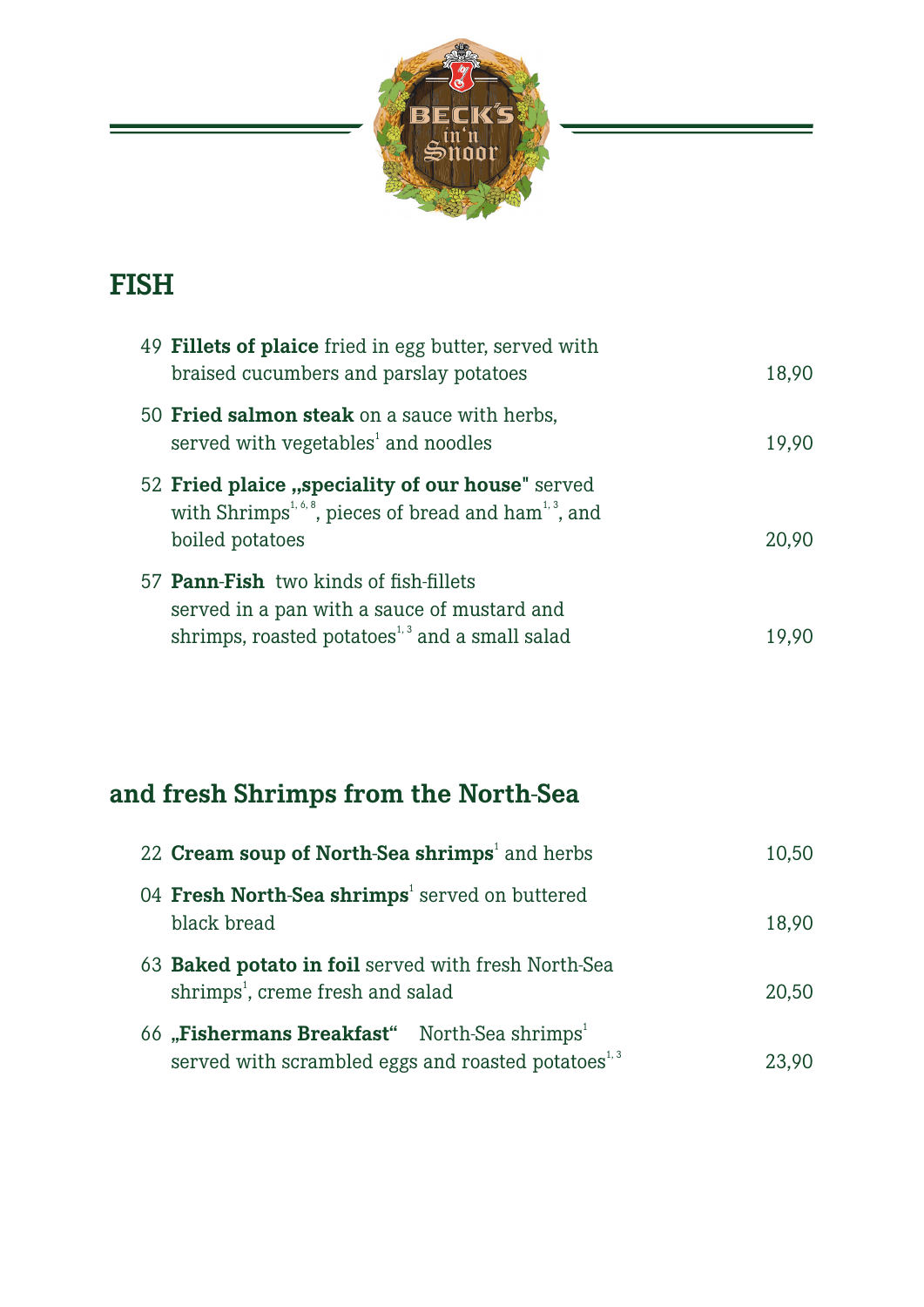# FISH

| | | |
|---|---|---|
| 49 | **Fillets of plaice** fried in egg butter, served with braised cucumbers and parslay potatoes | 18,90 |
| 50 | **Fried salmon steak** on a sauce with herbs, served with vegetables[1] and noodles | 19,90 |
| 52 | **Fried plaice „speciality of our house"** served with Shrimps[1, 6, 8], pieces of bread and ham[1, 3], and boiled potatoes | 20,90 |
| 57 | **Pann-Fish** two kinds of fish-fillets served in a pan with a sauce of mustard and shrimps, roasted potatoes[1, 3] and a small salad | 19,90 |

## and fresh Shrimps from the North-Sea

| | | |
|---|---|---|
| 22 | **Cream soup of North-Sea shrimps**[1] and herbs | 10,50 |
| 04 | **Fresh North-Sea shrimps**[1] served on buttered black bread | 18,90 |
| 63 | **Baked potato in foil** served with fresh North-Sea shrimps[1], creme fresh and salad | 20,50 |
| 66 | **„Fishermans Breakfast"** North-Sea shrimps[1] served with scrambled eggs and roasted potatoes[1, 3] | 23,90 |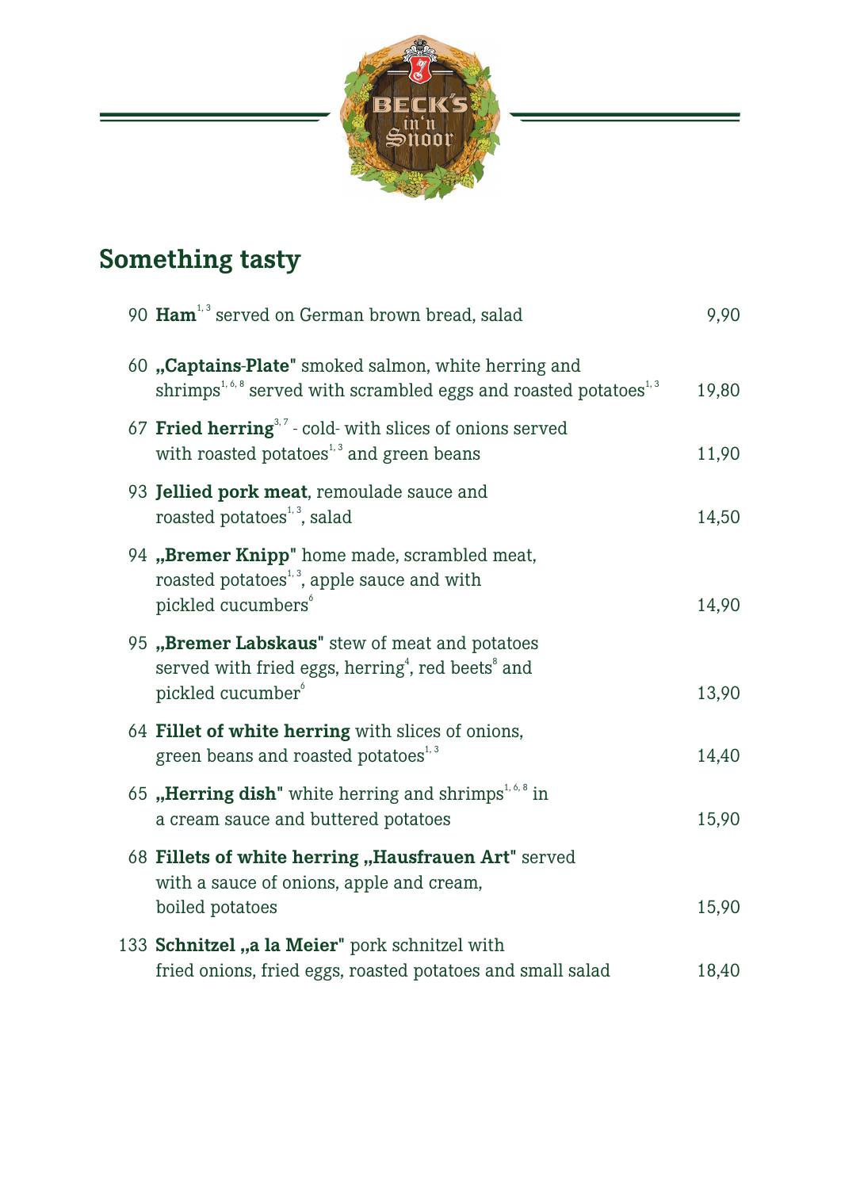## Something tasty

90 **Ham**[1, 3] served on German brown bread, salad — 9,90

60 **„Captains-Plate"** smoked salmon, white herring and shrimps[1, 6, 8] served with scrambled eggs and roasted potatoes[1, 3] — 19,80

67 **Fried herring**[3, 7] - cold- with slices of onions served with roasted potatoes[1, 3] and green beans — 11,90

93 **Jellied pork meat**, remoulade sauce and roasted potatoes[1, 3], salad — 14,50

94 **„Bremer Knipp"** home made, scrambled meat, roasted potatoes[1, 3], apple sauce and with pickled cucumbers[6] — 14,90

95 **„Bremer Labskaus"** stew of meat and potatoes served with fried eggs, herring[4], red beets[8] and pickled cucumber[6] — 13,90

64 **Fillet of white herring** with slices of onions, green beans and roasted potatoes[1, 3] — 14,40

65 **„Herring dish"** white herring and shrimps[1, 6, 8] in a cream sauce and buttered potatoes — 15,90

68 **Fillets of white herring „Hausfrauen Art"** served with a sauce of onions, apple and cream, boiled potatoes — 15,90

133 **Schnitzel „a la Meier"** pork schnitzel with fried onions, fried eggs, roasted potatoes and small salad — 18,40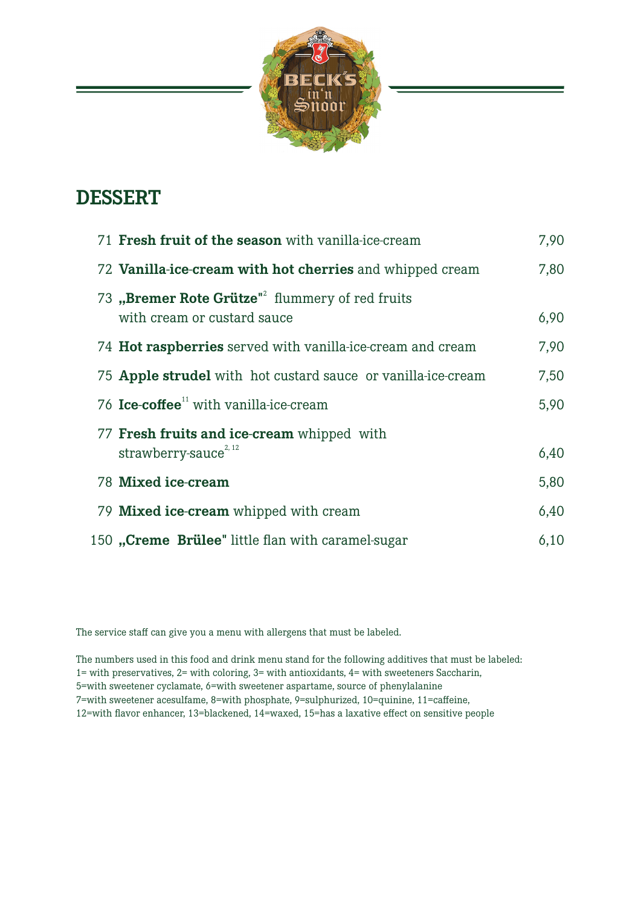BECK'S in'n Snoor

## DESSERT

| | | |
|---|---|---|
| 71 | **Fresh fruit of the season** with vanilla-ice-cream | 7,90 |
| 72 | **Vanilla-ice-cream with hot cherries** and whipped cream | 7,80 |
| 73 | **„Bremer Rote Grütze"**[2] flummery of red fruits with cream or custard sauce | 6,90 |
| 74 | **Hot raspberries** served with vanilla-ice-cream and cream | 7,90 |
| 75 | **Apple strudel** with hot custard sauce or vanilla-ice-cream | 7,50 |
| 76 | **Ice-coffee**[11] with vanilla-ice-cream | 5,90 |
| 77 | **Fresh fruits and ice-cream** whipped with strawberry-sauce[2, 12] | 6,40 |
| 78 | **Mixed ice-cream** | 5,80 |
| 79 | **Mixed ice-cream** whipped with cream | 6,40 |
| 150 | **„Creme Brülee"** little flan with caramel-sugar | 6,10 |

The service staff can give you a menu with allergens that must be labeled.

The numbers used in this food and drink menu stand for the following additives that must be labeled:
1= with preservatives, 2= with coloring, 3= with antioxidants, 4= with sweeteners Saccharin,
5=with sweetener cyclamate, 6=with sweetener aspartame, source of phenylalanine
7=with sweetener acesulfame, 8=with phosphate, 9=sulphurized, 10=quinine, 11=caffeine,
12=with flavor enhancer, 13=blackened, 14=waxed, 15=has a laxative effect on sensitive people